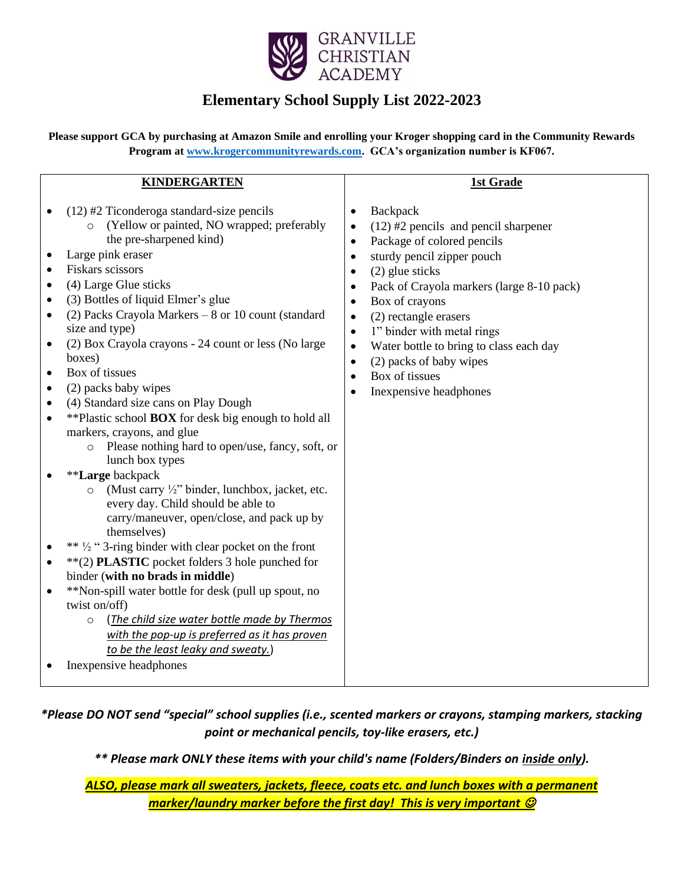GRANVILLE CHRISTIAN ACADEMY

# Elementary School Supply List 2022-2023

**Please support GCA by purchasing at Amazon Smile and enrolling your Kroger shopping card in the Community Rewards Program at [www.krogercommunityrewards.com](http://www.krogercommunityrewards.com). GCA's organization number is KF067.**

## KINDERGARTEN

- (12) #2 Ticonderoga standard-size pencils
  - (Yellow or painted, NO wrapped; preferably the pre-sharpened kind)
- Large pink eraser
- Fiskars scissors
- (4) Large Glue sticks
- (3) Bottles of liquid Elmer's glue
- (2) Packs Crayola Markers – 8 or 10 count (standard size and type)
- (2) Box Crayola crayons - 24 count or less (No large boxes)
- Box of tissues
- (2) packs baby wipes
- (4) Standard size cans on Play Dough
- **Plastic school **BOX** for desk big enough to hold all markers, crayons, and glue
  - Please nothing hard to open/use, fancy, soft, or lunch box types
- ****Large** backpack
  - (Must carry ½" binder, lunchbox, jacket, etc. every day. Child should be able to carry/maneuver, open/close, and pack up by themselves)
- ** ½ " 3-ring binder with clear pocket on the front
- **(2) **PLASTIC** pocket folders 3 hole punched for binder (**with no brads in middle**)
- **Non-spill water bottle for desk (pull up spout, no twist on/off)
  - (*The child size water bottle made by Thermos with the pop-up is preferred as it has proven to be the least leaky and sweaty.*)
- Inexpensive headphones

## 1st Grade

- Backpack
- (12) #2 pencils and pencil sharpener
- Package of colored pencils
- sturdy pencil zipper pouch
- (2) glue sticks
- Pack of Crayola markers (large 8-10 pack)
- Box of crayons
- (2) rectangle erasers
- 1" binder with metal rings
- Water bottle to bring to class each day
- (2) packs of baby wipes
- Box of tissues
- Inexpensive headphones

***Please DO NOT send "special" school supplies (i.e., scented markers or crayons, stamping markers, stacking point or mechanical pencils, toy-like erasers, etc.)***

***\** Please mark ONLY these items with your child's name (Folders/Binders on inside only).***

***ALSO, please mark all sweaters, jackets, fleece, coats etc. and lunch boxes with a permanent marker/laundry marker before the first day! This is very important ☺***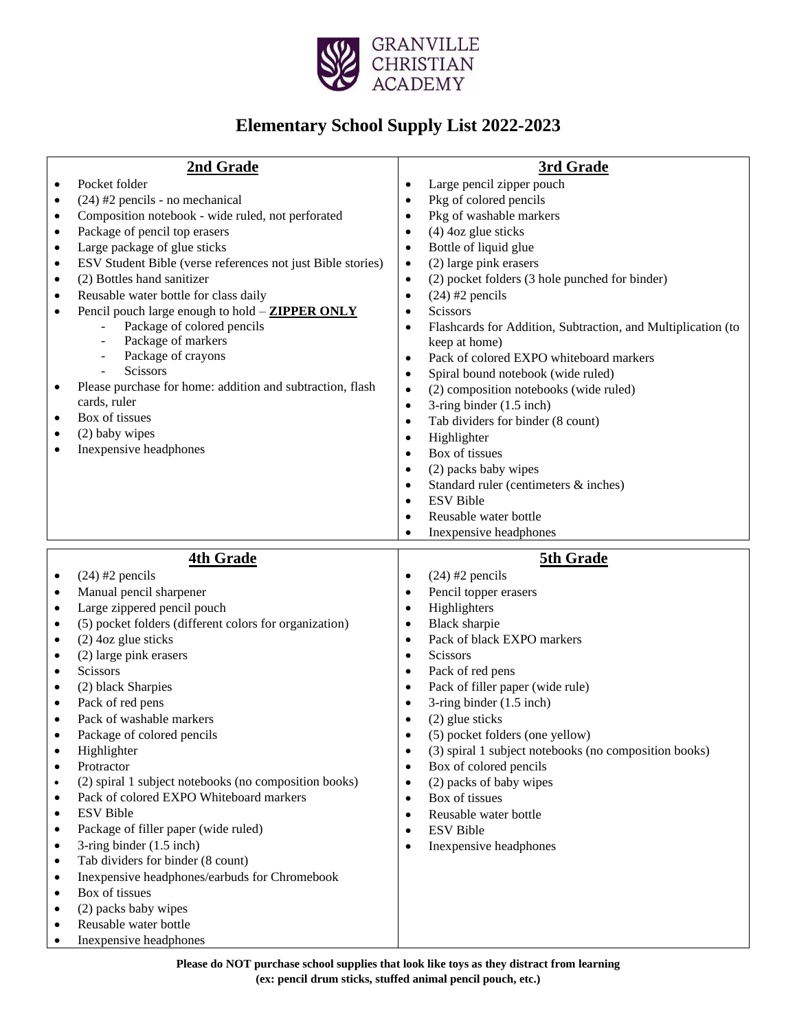GRANVILLE CHRISTIAN ACADEMY

# Elementary School Supply List 2022-2023

## 2nd Grade

- Pocket folder
- (24) #2 pencils - no mechanical
- Composition notebook - wide ruled, not perforated
- Package of pencil top erasers
- Large package of glue sticks
- ESV Student Bible (verse references not just Bible stories)
- (2) Bottles hand sanitizer
- Reusable water bottle for class daily
- Pencil pouch large enough to hold – **ZIPPER ONLY**
  - Package of colored pencils
  - Package of markers
  - Package of crayons
  - Scissors
- Please purchase for home: addition and subtraction, flash cards, ruler
- Box of tissues
- (2) baby wipes
- Inexpensive headphones

## 3rd Grade

- Large pencil zipper pouch
- Pkg of colored pencils
- Pkg of washable markers
- (4) 4oz glue sticks
- Bottle of liquid glue
- (2) large pink erasers
- (2) pocket folders (3 hole punched for binder)
- (24) #2 pencils
- Scissors
- Flashcards for Addition, Subtraction, and Multiplication (to keep at home)
- Pack of colored EXPO whiteboard markers
- Spiral bound notebook (wide ruled)
- (2) composition notebooks (wide ruled)
- 3-ring binder (1.5 inch)
- Tab dividers for binder (8 count)
- Highlighter
- Box of tissues
- (2) packs baby wipes
- Standard ruler (centimeters & inches)
- ESV Bible
- Reusable water bottle
- Inexpensive headphones

## 4th Grade

- (24) #2 pencils
- Manual pencil sharpener
- Large zippered pencil pouch
- (5) pocket folders (different colors for organization)
- (2) 4oz glue sticks
- (2) large pink erasers
- Scissors
- (2) black Sharpies
- Pack of red pens
- Pack of washable markers
- Package of colored pencils
- Highlighter
- Protractor
- (2) spiral 1 subject notebooks (no composition books)
- Pack of colored EXPO Whiteboard markers
- ESV Bible
- Package of filler paper (wide ruled)
- 3-ring binder (1.5 inch)
- Tab dividers for binder (8 count)
- Inexpensive headphones/earbuds for Chromebook
- Box of tissues
- (2) packs baby wipes
- Reusable water bottle
- Inexpensive headphones

## 5th Grade

- (24) #2 pencils
- Pencil topper erasers
- Highlighters
- Black sharpie
- Pack of black EXPO markers
- Scissors
- Pack of red pens
- Pack of filler paper (wide rule)
- 3-ring binder (1.5 inch)
- (2) glue sticks
- (5) pocket folders (one yellow)
- (3) spiral 1 subject notebooks (no composition books)
- Box of colored pencils
- (2) packs of baby wipes
- Box of tissues
- Reusable water bottle
- ESV Bible
- Inexpensive headphones

**Please do NOT purchase school supplies that look like toys as they distract from learning (ex: pencil drum sticks, stuffed animal pencil pouch, etc.)**